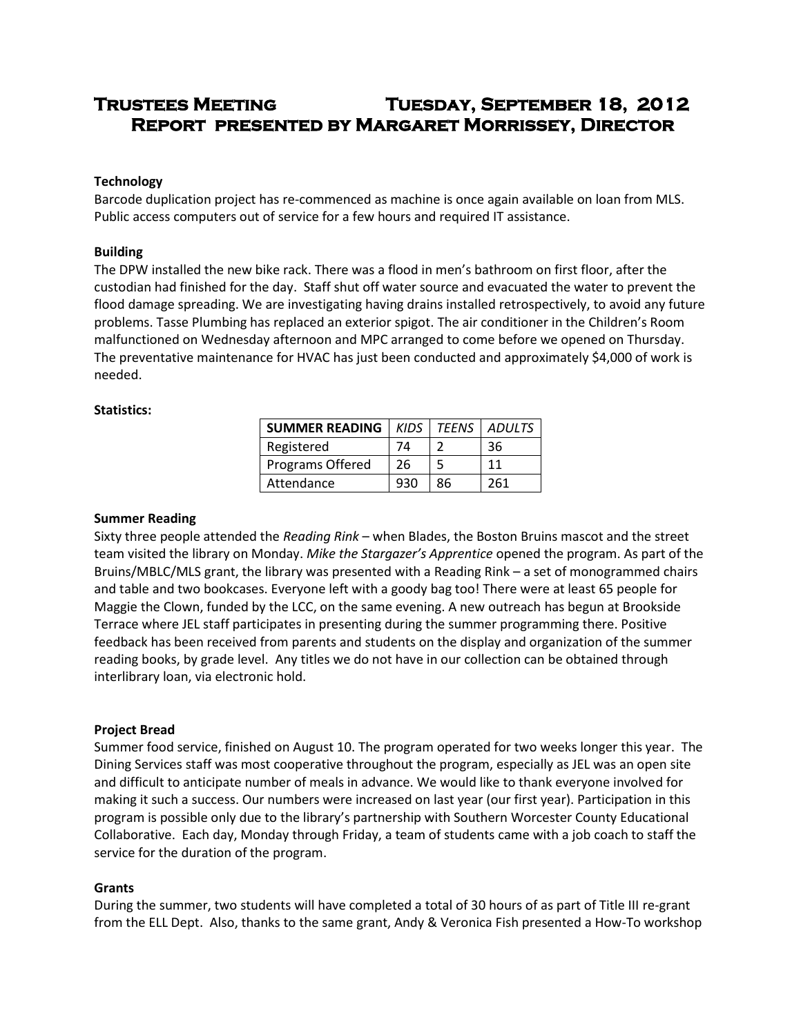# Trustees Meeting Tuesday, September 18, 2012
## Report presented by Margaret Morrissey, Director

**Technology**

Barcode duplication project has re-commenced as machine is once again available on loan from MLS. Public access computers out of service for a few hours and required IT assistance.

**Building**

The DPW installed the new bike rack. There was a flood in men's bathroom on first floor, after the custodian had finished for the day. Staff shut off water source and evacuated the water to prevent the flood damage spreading. We are investigating having drains installed retrospectively, to avoid any future problems. Tasse Plumbing has replaced an exterior spigot. The air conditioner in the Children's Room malfunctioned on Wednesday afternoon and MPC arranged to come before we opened on Thursday. The preventative maintenance for HVAC has just been conducted and approximately $4,000 of work is needed.

**Statistics:**

| SUMMER READING | *KIDS* | *TEENS* | *ADULTS* |
|---|---|---|---|
| Registered | 74 | 2 | 36 |
| Programs Offered | 26 | 5 | 11 |
| Attendance | 930 | 86 | 261 |

**Summer Reading**

Sixty three people attended the *Reading Rink* – when Blades, the Boston Bruins mascot and the street team visited the library on Monday. *Mike the Stargazer's Apprentice* opened the program. As part of the Bruins/MBLC/MLS grant, the library was presented with a Reading Rink – a set of monogrammed chairs and table and two bookcases. Everyone left with a goody bag too! There were at least 65 people for Maggie the Clown, funded by the LCC, on the same evening. A new outreach has begun at Brookside Terrace where JEL staff participates in presenting during the summer programming there. Positive feedback has been received from parents and students on the display and organization of the summer reading books, by grade level. Any titles we do not have in our collection can be obtained through interlibrary loan, via electronic hold.

**Project Bread**

Summer food service, finished on August 10. The program operated for two weeks longer this year. The Dining Services staff was most cooperative throughout the program, especially as JEL was an open site and difficult to anticipate number of meals in advance. We would like to thank everyone involved for making it such a success. Our numbers were increased on last year (our first year). Participation in this program is possible only due to the library's partnership with Southern Worcester County Educational Collaborative. Each day, Monday through Friday, a team of students came with a job coach to staff the service for the duration of the program.

**Grants**

During the summer, two students will have completed a total of 30 hours of as part of Title III re-grant from the ELL Dept. Also, thanks to the same grant, Andy & Veronica Fish presented a How-To workshop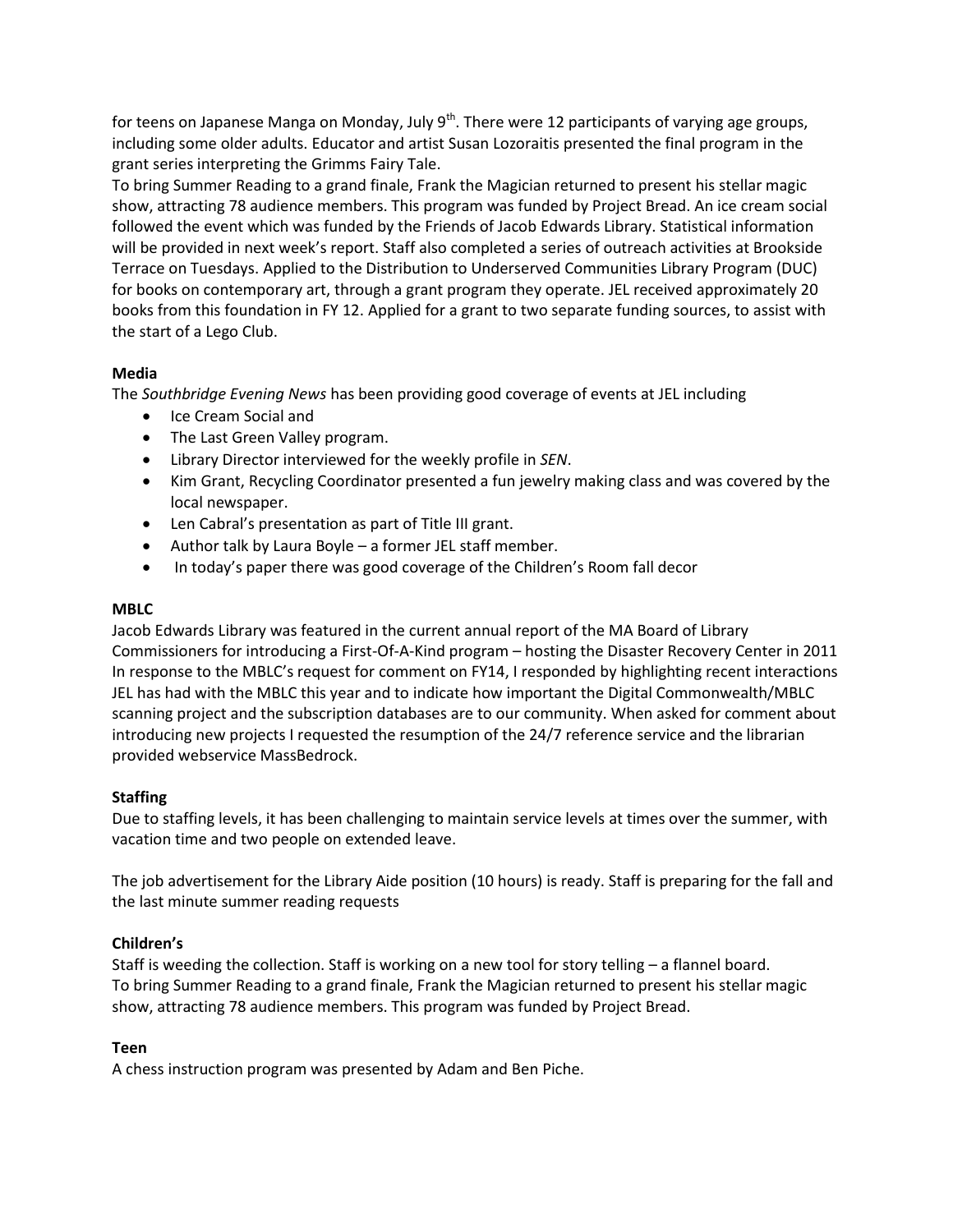for teens on Japanese Manga on Monday, July 9th. There were 12 participants of varying age groups, including some older adults. Educator and artist Susan Lozoraitis presented the final program in the grant series interpreting the Grimms Fairy Tale.
To bring Summer Reading to a grand finale, Frank the Magician returned to present his stellar magic show, attracting 78 audience members. This program was funded by Project Bread. An ice cream social followed the event which was funded by the Friends of Jacob Edwards Library. Statistical information will be provided in next week's report. Staff also completed a series of outreach activities at Brookside Terrace on Tuesdays. Applied to the Distribution to Underserved Communities Library Program (DUC) for books on contemporary art, through a grant program they operate. JEL received approximately 20 books from this foundation in FY 12. Applied for a grant to two separate funding sources, to assist with the start of a Lego Club.

**Media**

The *Southbridge Evening News* has been providing good coverage of events at JEL including

- Ice Cream Social and
- The Last Green Valley program.
- Library Director interviewed for the weekly profile in *SEN*.
- Kim Grant, Recycling Coordinator presented a fun jewelry making class and was covered by the local newspaper.
- Len Cabral's presentation as part of Title III grant.
- Author talk by Laura Boyle – a former JEL staff member.
- In today's paper there was good coverage of the Children's Room fall decor

**MBLC**

Jacob Edwards Library was featured in the current annual report of the MA Board of Library Commissioners for introducing a First-Of-A-Kind program – hosting the Disaster Recovery Center in 2011 In response to the MBLC's request for comment on FY14, I responded by highlighting recent interactions JEL has had with the MBLC this year and to indicate how important the Digital Commonwealth/MBLC scanning project and the subscription databases are to our community. When asked for comment about introducing new projects I requested the resumption of the 24/7 reference service and the librarian provided webservice MassBedrock.

**Staffing**

Due to staffing levels, it has been challenging to maintain service levels at times over the summer, with vacation time and two people on extended leave.

The job advertisement for the Library Aide position (10 hours) is ready. Staff is preparing for the fall and the last minute summer reading requests

**Children's**

Staff is weeding the collection. Staff is working on a new tool for story telling – a flannel board.
To bring Summer Reading to a grand finale, Frank the Magician returned to present his stellar magic show, attracting 78 audience members. This program was funded by Project Bread.

**Teen**

A chess instruction program was presented by Adam and Ben Piche.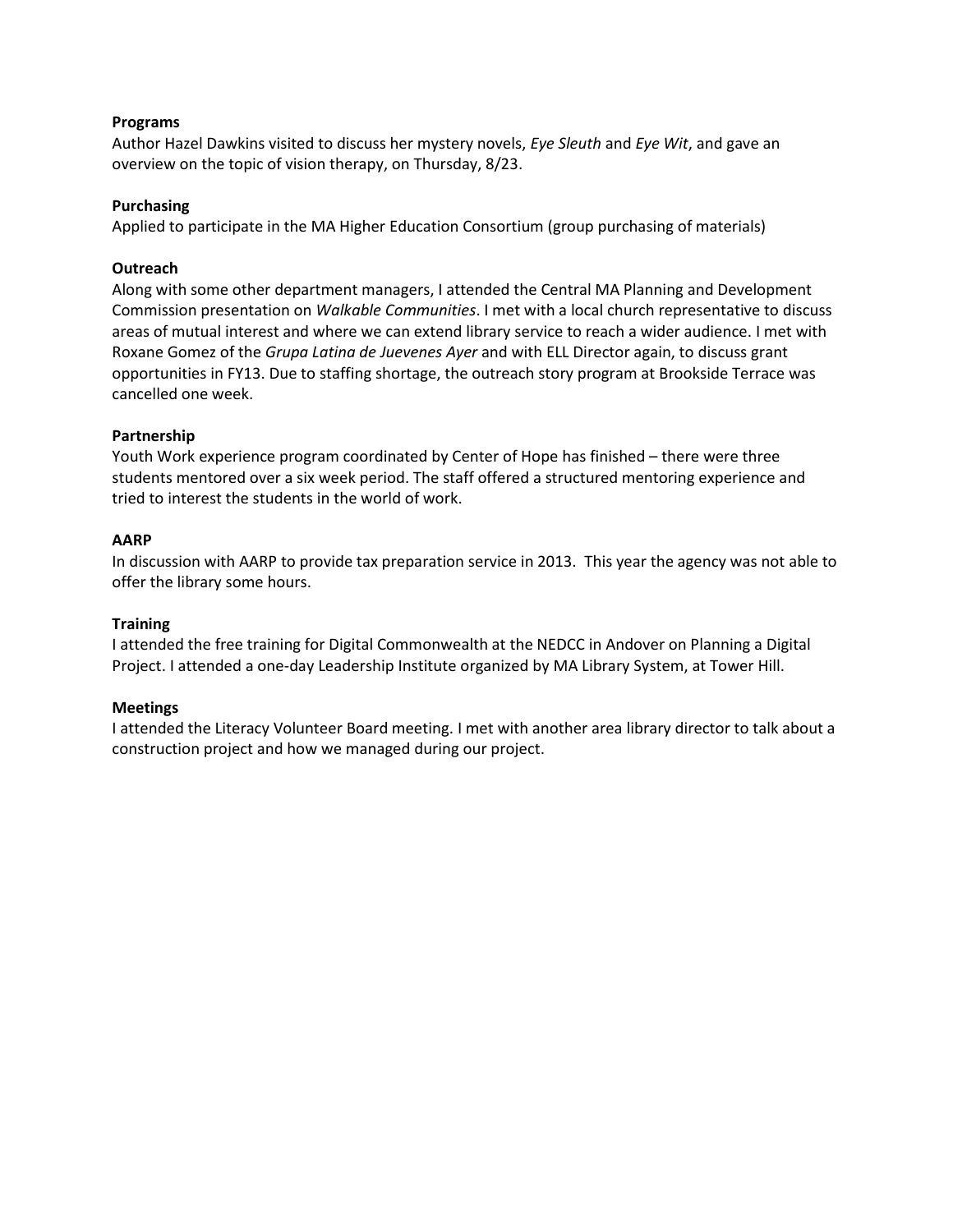**Programs**

Author Hazel Dawkins visited to discuss her mystery novels, *Eye Sleuth* and *Eye Wit*, and gave an overview on the topic of vision therapy, on Thursday, 8/23.

**Purchasing**

Applied to participate in the MA Higher Education Consortium (group purchasing of materials)

**Outreach**

Along with some other department managers, I attended the Central MA Planning and Development Commission presentation on *Walkable Communities*. I met with a local church representative to discuss areas of mutual interest and where we can extend library service to reach a wider audience. I met with Roxane Gomez of the *Grupa Latina de Juevenes Ayer* and with ELL Director again, to discuss grant opportunities in FY13. Due to staffing shortage, the outreach story program at Brookside Terrace was cancelled one week.

**Partnership**

Youth Work experience program coordinated by Center of Hope has finished – there were three students mentored over a six week period. The staff offered a structured mentoring experience and tried to interest the students in the world of work.

**AARP**

In discussion with AARP to provide tax preparation service in 2013. This year the agency was not able to offer the library some hours.

**Training**

I attended the free training for Digital Commonwealth at the NEDCC in Andover on Planning a Digital Project. I attended a one-day Leadership Institute organized by MA Library System, at Tower Hill.

**Meetings**

I attended the Literacy Volunteer Board meeting. I met with another area library director to talk about a construction project and how we managed during our project.